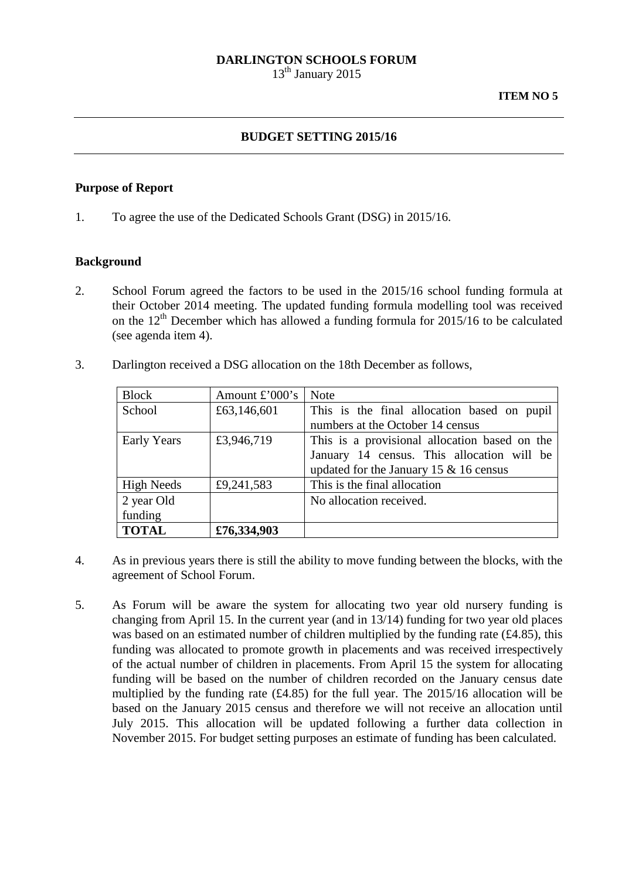**DARLINGTON SCHOOLS FORUM**
13th January 2015

**ITEM NO 5**

---

**BUDGET SETTING 2015/16**

---

### Purpose of Report

1. To agree the use of the Dedicated Schools Grant (DSG) in 2015/16.

### Background

2. School Forum agreed the factors to be used in the 2015/16 school funding formula at their October 2014 meeting. The updated funding formula modelling tool was received on the 12th December which has allowed a funding formula for 2015/16 to be calculated (see agenda item 4).

3. Darlington received a DSG allocation on the 18th December as follows,

| Block | Amount £'000's | Note |
|---|---|---|
| School | £63,146,601 | This is the final allocation based on pupil numbers at the October 14 census |
| Early Years | £3,946,719 | This is a provisional allocation based on the January 14 census. This allocation will be updated for the January 15 & 16 census |
| High Needs | £9,241,583 | This is the final allocation |
| 2 year Old funding | | No allocation received. |
| **TOTAL** | **£76,334,903** | |

4. As in previous years there is still the ability to move funding between the blocks, with the agreement of School Forum.

5. As Forum will be aware the system for allocating two year old nursery funding is changing from April 15. In the current year (and in 13/14) funding for two year old places was based on an estimated number of children multiplied by the funding rate (£4.85), this funding was allocated to promote growth in placements and was received irrespectively of the actual number of children in placements. From April 15 the system for allocating funding will be based on the number of children recorded on the January census date multiplied by the funding rate (£4.85) for the full year. The 2015/16 allocation will be based on the January 2015 census and therefore we will not receive an allocation until July 2015. This allocation will be updated following a further data collection in November 2015. For budget setting purposes an estimate of funding has been calculated.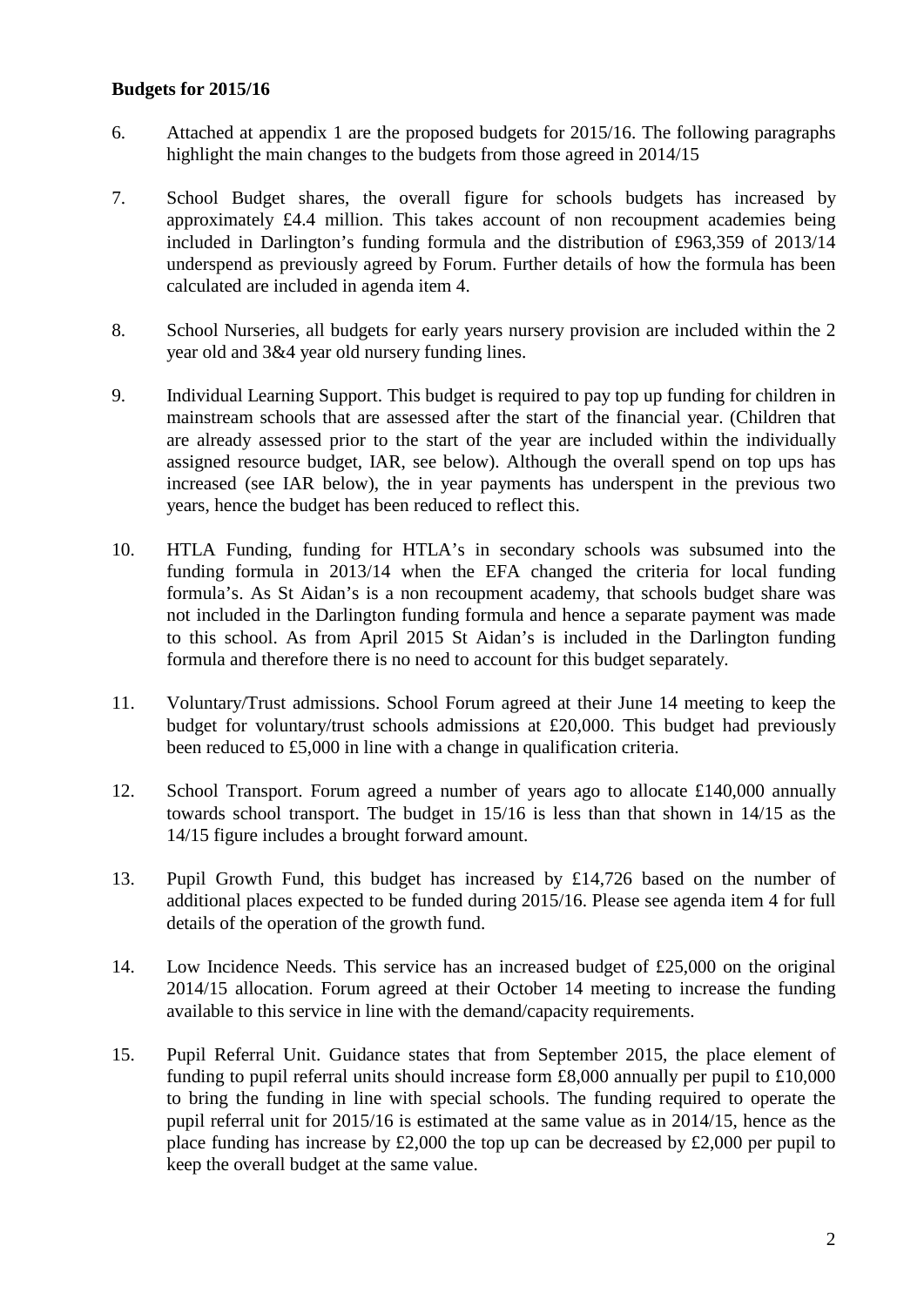**Budgets for 2015/16**

6. Attached at appendix 1 are the proposed budgets for 2015/16. The following paragraphs highlight the main changes to the budgets from those agreed in 2014/15

7. School Budget shares, the overall figure for schools budgets has increased by approximately £4.4 million. This takes account of non recoupment academies being included in Darlington's funding formula and the distribution of £963,359 of 2013/14 underspend as previously agreed by Forum. Further details of how the formula has been calculated are included in agenda item 4.

8. School Nurseries, all budgets for early years nursery provision are included within the 2 year old and 3&4 year old nursery funding lines.

9. Individual Learning Support. This budget is required to pay top up funding for children in mainstream schools that are assessed after the start of the financial year. (Children that are already assessed prior to the start of the year are included within the individually assigned resource budget, IAR, see below). Although the overall spend on top ups has increased (see IAR below), the in year payments has underspent in the previous two years, hence the budget has been reduced to reflect this.

10. HTLA Funding, funding for HTLA's in secondary schools was subsumed into the funding formula in 2013/14 when the EFA changed the criteria for local funding formula's. As St Aidan's is a non recoupment academy, that schools budget share was not included in the Darlington funding formula and hence a separate payment was made to this school. As from April 2015 St Aidan's is included in the Darlington funding formula and therefore there is no need to account for this budget separately.

11. Voluntary/Trust admissions. School Forum agreed at their June 14 meeting to keep the budget for voluntary/trust schools admissions at £20,000. This budget had previously been reduced to £5,000 in line with a change in qualification criteria.

12. School Transport. Forum agreed a number of years ago to allocate £140,000 annually towards school transport. The budget in 15/16 is less than that shown in 14/15 as the 14/15 figure includes a brought forward amount.

13. Pupil Growth Fund, this budget has increased by £14,726 based on the number of additional places expected to be funded during 2015/16. Please see agenda item 4 for full details of the operation of the growth fund.

14. Low Incidence Needs. This service has an increased budget of £25,000 on the original 2014/15 allocation. Forum agreed at their October 14 meeting to increase the funding available to this service in line with the demand/capacity requirements.

15. Pupil Referral Unit. Guidance states that from September 2015, the place element of funding to pupil referral units should increase form £8,000 annually per pupil to £10,000 to bring the funding in line with special schools. The funding required to operate the pupil referral unit for 2015/16 is estimated at the same value as in 2014/15, hence as the place funding has increase by £2,000 the top up can be decreased by £2,000 per pupil to keep the overall budget at the same value.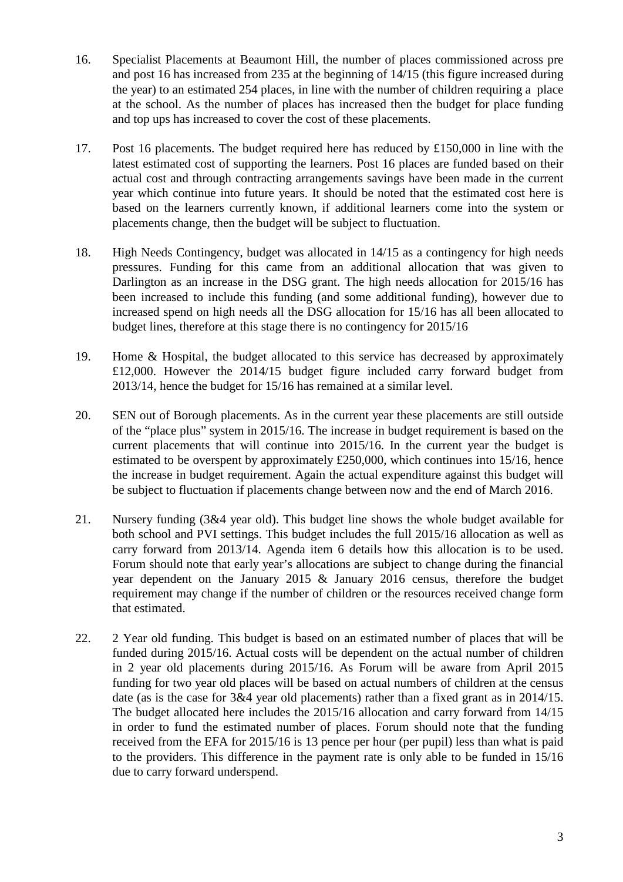16. Specialist Placements at Beaumont Hill, the number of places commissioned across pre and post 16 has increased from 235 at the beginning of 14/15 (this figure increased during the year) to an estimated 254 places, in line with the number of children requiring a place at the school. As the number of places has increased then the budget for place funding and top ups has increased to cover the cost of these placements.

17. Post 16 placements. The budget required here has reduced by £150,000 in line with the latest estimated cost of supporting the learners. Post 16 places are funded based on their actual cost and through contracting arrangements savings have been made in the current year which continue into future years. It should be noted that the estimated cost here is based on the learners currently known, if additional learners come into the system or placements change, then the budget will be subject to fluctuation.

18. High Needs Contingency, budget was allocated in 14/15 as a contingency for high needs pressures. Funding for this came from an additional allocation that was given to Darlington as an increase in the DSG grant. The high needs allocation for 2015/16 has been increased to include this funding (and some additional funding), however due to increased spend on high needs all the DSG allocation for 15/16 has all been allocated to budget lines, therefore at this stage there is no contingency for 2015/16

19. Home & Hospital, the budget allocated to this service has decreased by approximately £12,000. However the 2014/15 budget figure included carry forward budget from 2013/14, hence the budget for 15/16 has remained at a similar level.

20. SEN out of Borough placements. As in the current year these placements are still outside of the "place plus" system in 2015/16. The increase in budget requirement is based on the current placements that will continue into 2015/16. In the current year the budget is estimated to be overspent by approximately £250,000, which continues into 15/16, hence the increase in budget requirement. Again the actual expenditure against this budget will be subject to fluctuation if placements change between now and the end of March 2016.

21. Nursery funding (3&4 year old). This budget line shows the whole budget available for both school and PVI settings. This budget includes the full 2015/16 allocation as well as carry forward from 2013/14. Agenda item 6 details how this allocation is to be used. Forum should note that early year's allocations are subject to change during the financial year dependent on the January 2015 & January 2016 census, therefore the budget requirement may change if the number of children or the resources received change form that estimated.

22. 2 Year old funding. This budget is based on an estimated number of places that will be funded during 2015/16. Actual costs will be dependent on the actual number of children in 2 year old placements during 2015/16. As Forum will be aware from April 2015 funding for two year old places will be based on actual numbers of children at the census date (as is the case for 3&4 year old placements) rather than a fixed grant as in 2014/15. The budget allocated here includes the 2015/16 allocation and carry forward from 14/15 in order to fund the estimated number of places. Forum should note that the funding received from the EFA for 2015/16 is 13 pence per hour (per pupil) less than what is paid to the providers. This difference in the payment rate is only able to be funded in 15/16 due to carry forward underspend.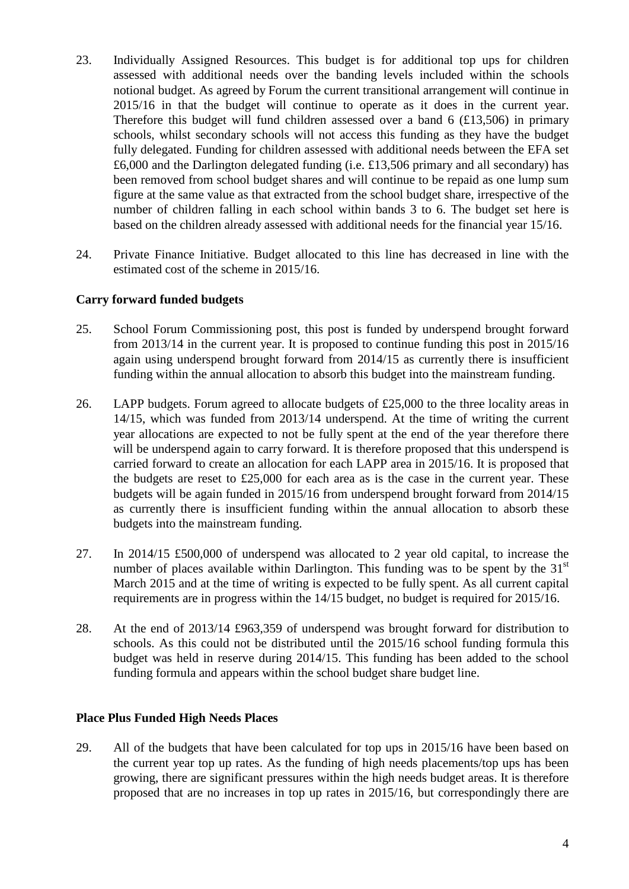23. Individually Assigned Resources. This budget is for additional top ups for children assessed with additional needs over the banding levels included within the schools notional budget. As agreed by Forum the current transitional arrangement will continue in 2015/16 in that the budget will continue to operate as it does in the current year. Therefore this budget will fund children assessed over a band 6 (£13,506) in primary schools, whilst secondary schools will not access this funding as they have the budget fully delegated. Funding for children assessed with additional needs between the EFA set £6,000 and the Darlington delegated funding (i.e. £13,506 primary and all secondary) has been removed from school budget shares and will continue to be repaid as one lump sum figure at the same value as that extracted from the school budget share, irrespective of the number of children falling in each school within bands 3 to 6. The budget set here is based on the children already assessed with additional needs for the financial year 15/16.

24. Private Finance Initiative. Budget allocated to this line has decreased in line with the estimated cost of the scheme in 2015/16.

**Carry forward funded budgets**

25. School Forum Commissioning post, this post is funded by underspend brought forward from 2013/14 in the current year. It is proposed to continue funding this post in 2015/16 again using underspend brought forward from 2014/15 as currently there is insufficient funding within the annual allocation to absorb this budget into the mainstream funding.

26. LAPP budgets. Forum agreed to allocate budgets of £25,000 to the three locality areas in 14/15, which was funded from 2013/14 underspend. At the time of writing the current year allocations are expected to not be fully spent at the end of the year therefore there will be underspend again to carry forward. It is therefore proposed that this underspend is carried forward to create an allocation for each LAPP area in 2015/16. It is proposed that the budgets are reset to £25,000 for each area as is the case in the current year. These budgets will be again funded in 2015/16 from underspend brought forward from 2014/15 as currently there is insufficient funding within the annual allocation to absorb these budgets into the mainstream funding.

27. In 2014/15 £500,000 of underspend was allocated to 2 year old capital, to increase the number of places available within Darlington. This funding was to be spent by the 31st March 2015 and at the time of writing is expected to be fully spent. As all current capital requirements are in progress within the 14/15 budget, no budget is required for 2015/16.

28. At the end of 2013/14 £963,359 of underspend was brought forward for distribution to schools. As this could not be distributed until the 2015/16 school funding formula this budget was held in reserve during 2014/15. This funding has been added to the school funding formula and appears within the school budget share budget line.

**Place Plus Funded High Needs Places**

29. All of the budgets that have been calculated for top ups in 2015/16 have been based on the current year top up rates. As the funding of high needs placements/top ups has been growing, there are significant pressures within the high needs budget areas. It is therefore proposed that are no increases in top up rates in 2015/16, but correspondingly there are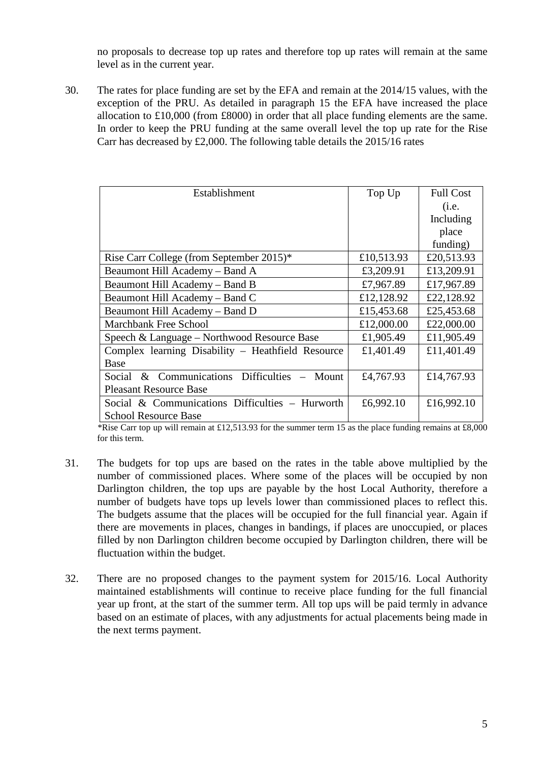no proposals to decrease top up rates and therefore top up rates will remain at the same level as in the current year.

30. The rates for place funding are set by the EFA and remain at the 2014/15 values, with the exception of the PRU. As detailed in paragraph 15 the EFA have increased the place allocation to £10,000 (from £8000) in order that all place funding elements are the same. In order to keep the PRU funding at the same overall level the top up rate for the Rise Carr has decreased by £2,000. The following table details the 2015/16 rates

| Establishment | Top Up | Full Cost (i.e. Including place funding) |
|---|---|---|
| Rise Carr College (from September 2015)* | £10,513.93 | £20,513.93 |
| Beaumont Hill Academy – Band A | £3,209.91 | £13,209.91 |
| Beaumont Hill Academy – Band B | £7,967.89 | £17,967.89 |
| Beaumont Hill Academy – Band C | £12,128.92 | £22,128.92 |
| Beaumont Hill Academy – Band D | £15,453.68 | £25,453.68 |
| Marchbank Free School | £12,000.00 | £22,000.00 |
| Speech & Language – Northwood Resource Base | £1,905.49 | £11,905.49 |
| Complex learning Disability – Heathfield Resource Base | £1,401.49 | £11,401.49 |
| Social & Communications Difficulties – Mount Pleasant Resource Base | £4,767.93 | £14,767.93 |
| Social & Communications Difficulties – Hurworth School Resource Base | £6,992.10 | £16,992.10 |

*Rise Carr top up will remain at £12,513.93 for the summer term 15 as the place funding remains at £8,000 for this term.

31. The budgets for top ups are based on the rates in the table above multiplied by the number of commissioned places. Where some of the places will be occupied by non Darlington children, the top ups are payable by the host Local Authority, therefore a number of budgets have tops up levels lower than commissioned places to reflect this. The budgets assume that the places will be occupied for the full financial year. Again if there are movements in places, changes in bandings, if places are unoccupied, or places filled by non Darlington children become occupied by Darlington children, there will be fluctuation within the budget.

32. There are no proposed changes to the payment system for 2015/16. Local Authority maintained establishments will continue to receive place funding for the full financial year up front, at the start of the summer term. All top ups will be paid termly in advance based on an estimate of places, with any adjustments for actual placements being made in the next terms payment.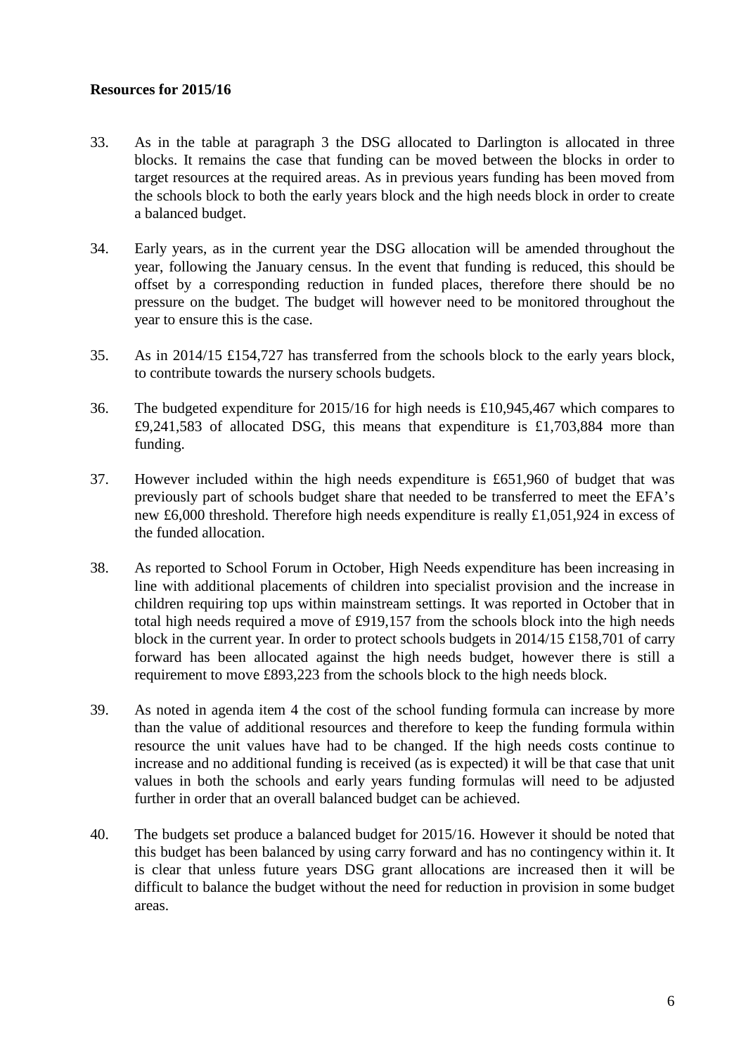**Resources for 2015/16**

33. As in the table at paragraph 3 the DSG allocated to Darlington is allocated in three blocks. It remains the case that funding can be moved between the blocks in order to target resources at the required areas. As in previous years funding has been moved from the schools block to both the early years block and the high needs block in order to create a balanced budget.

34. Early years, as in the current year the DSG allocation will be amended throughout the year, following the January census. In the event that funding is reduced, this should be offset by a corresponding reduction in funded places, therefore there should be no pressure on the budget. The budget will however need to be monitored throughout the year to ensure this is the case.

35. As in 2014/15 £154,727 has transferred from the schools block to the early years block, to contribute towards the nursery schools budgets.

36. The budgeted expenditure for 2015/16 for high needs is £10,945,467 which compares to £9,241,583 of allocated DSG, this means that expenditure is £1,703,884 more than funding.

37. However included within the high needs expenditure is £651,960 of budget that was previously part of schools budget share that needed to be transferred to meet the EFA's new £6,000 threshold. Therefore high needs expenditure is really £1,051,924 in excess of the funded allocation.

38. As reported to School Forum in October, High Needs expenditure has been increasing in line with additional placements of children into specialist provision and the increase in children requiring top ups within mainstream settings. It was reported in October that in total high needs required a move of £919,157 from the schools block into the high needs block in the current year. In order to protect schools budgets in 2014/15 £158,701 of carry forward has been allocated against the high needs budget, however there is still a requirement to move £893,223 from the schools block to the high needs block.

39. As noted in agenda item 4 the cost of the school funding formula can increase by more than the value of additional resources and therefore to keep the funding formula within resource the unit values have had to be changed. If the high needs costs continue to increase and no additional funding is received (as is expected) it will be that case that unit values in both the schools and early years funding formulas will need to be adjusted further in order that an overall balanced budget can be achieved.

40. The budgets set produce a balanced budget for 2015/16. However it should be noted that this budget has been balanced by using carry forward and has no contingency within it. It is clear that unless future years DSG grant allocations are increased then it will be difficult to balance the budget without the need for reduction in provision in some budget areas.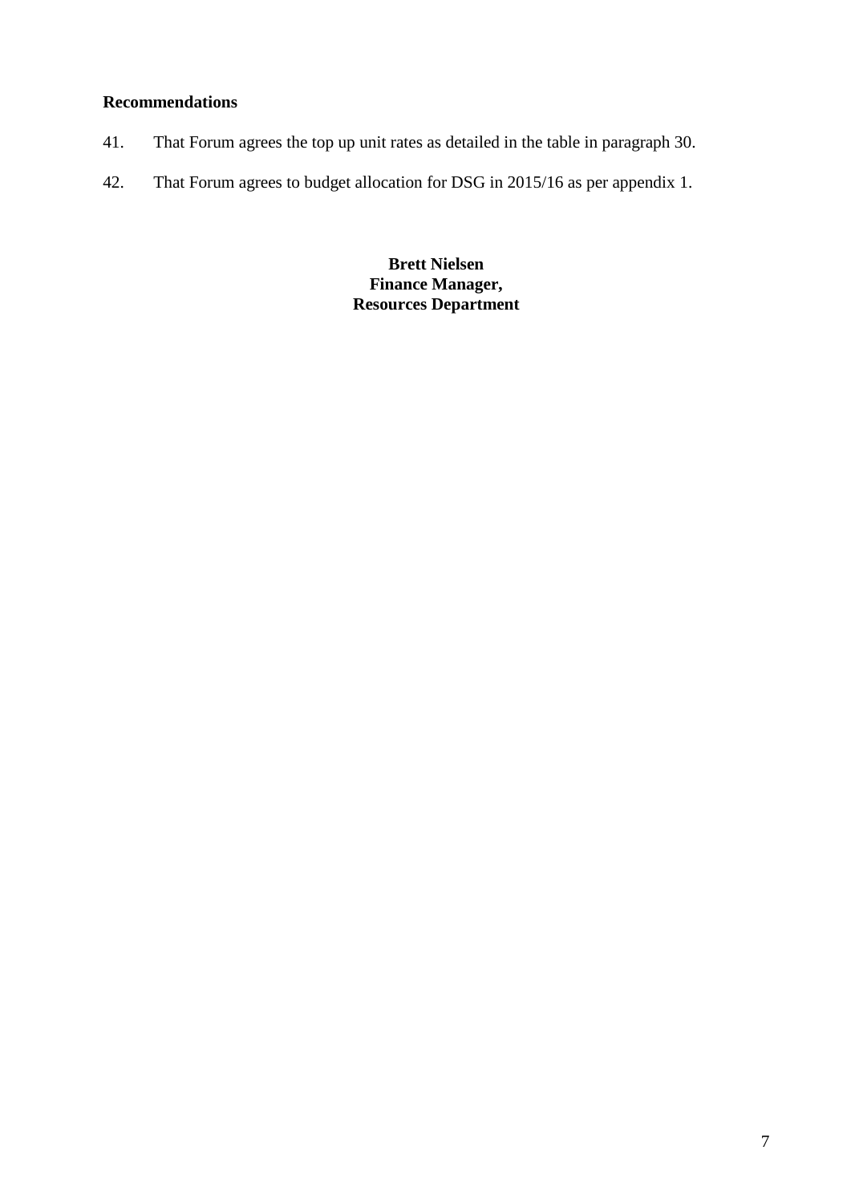**Recommendations**

41. That Forum agrees the top up unit rates as detailed in the table in paragraph 30.

42. That Forum agrees to budget allocation for DSG in 2015/16 as per appendix 1.

**Brett Nielsen**
**Finance Manager,**
**Resources Department**